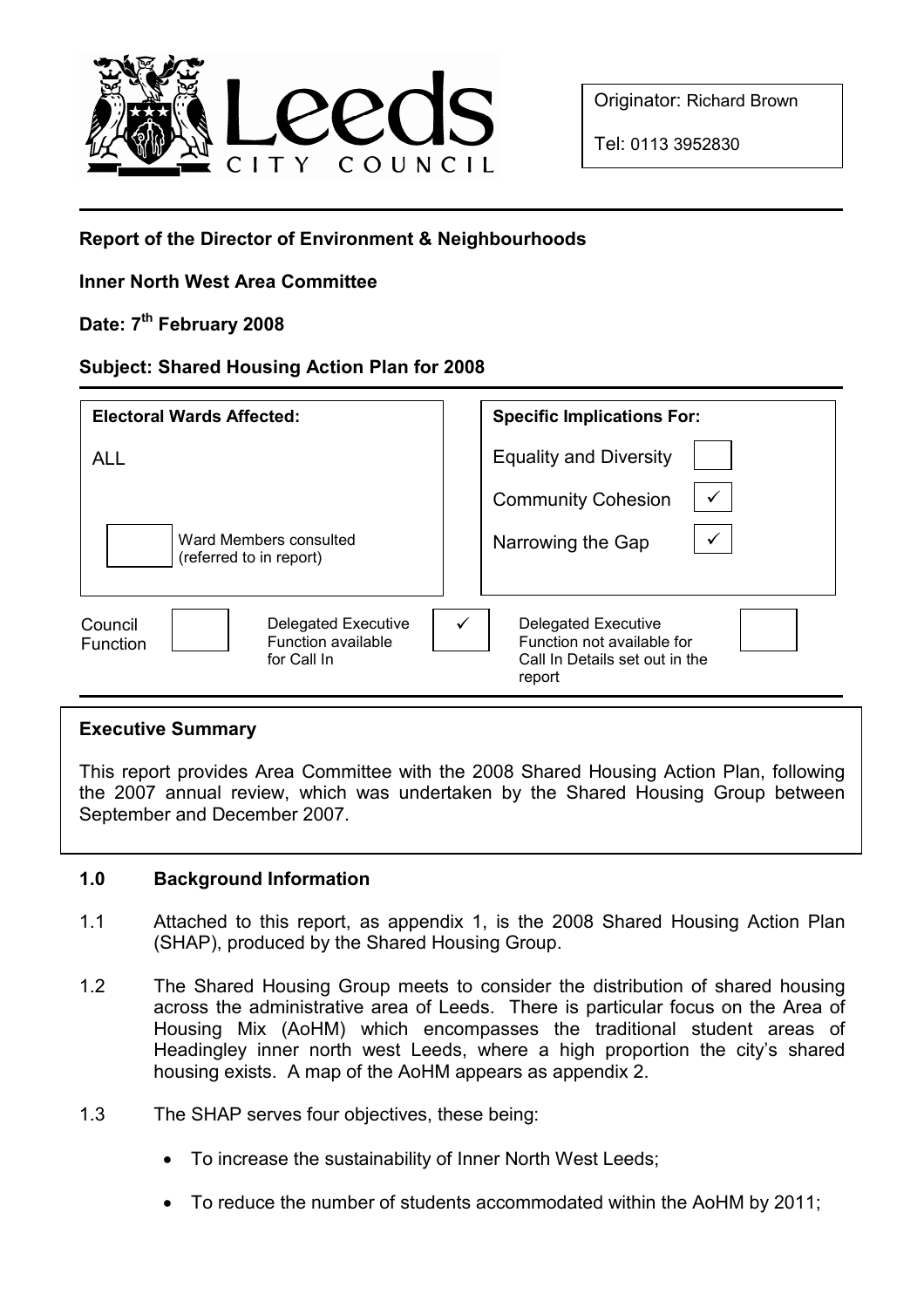Originator: Richard Brown

Tel: 0113 3952830

**Report of the Director of Environment & Neighbourhoods**

**Inner North West Area Committee**

**Date: 7th February 2008**

**Subject: Shared Housing Action Plan for 2008**

| Electoral Wards Affected: | Specific Implications For: | |
|---|---|---|
| ALL | Equality and Diversity | |
| | Community Cohesion | ✓ |
| Ward Members consulted (referred to in report) | Narrowing the Gap | ✓ |

| Council Function | | Delegated Executive Function available for Call In | ✓ | Delegated Executive Function not available for Call In Details set out in the report | |
|---|---|---|---|---|---|

**Executive Summary**

This report provides Area Committee with the 2008 Shared Housing Action Plan, following the 2007 annual review, which was undertaken by the Shared Housing Group between September and December 2007.

## 1.0 Background Information

1.1 Attached to this report, as appendix 1, is the 2008 Shared Housing Action Plan (SHAP), produced by the Shared Housing Group.

1.2 The Shared Housing Group meets to consider the distribution of shared housing across the administrative area of Leeds. There is particular focus on the Area of Housing Mix (AoHM) which encompasses the traditional student areas of Headingley inner north west Leeds, where a high proportion the city's shared housing exists. A map of the AoHM appears as appendix 2.

1.3 The SHAP serves four objectives, these being:

- To increase the sustainability of Inner North West Leeds;
- To reduce the number of students accommodated within the AoHM by 2011;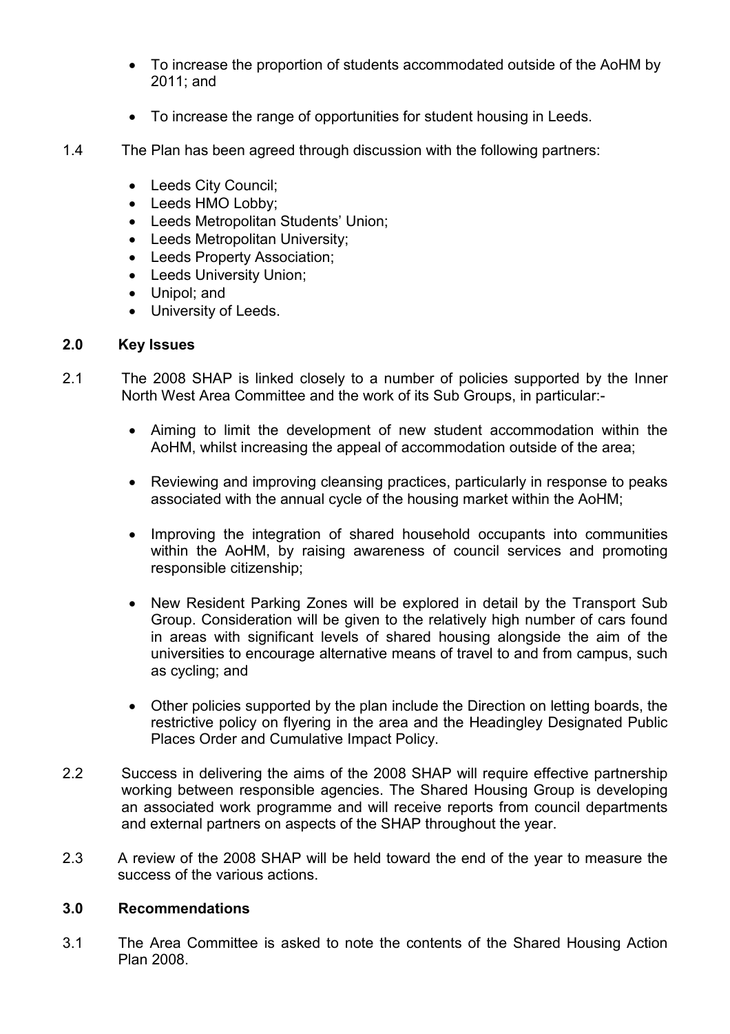- To increase the proportion of students accommodated outside of the AoHM by 2011; and

- To increase the range of opportunities for student housing in Leeds.

1.4 The Plan has been agreed through discussion with the following partners:

- Leeds City Council;
- Leeds HMO Lobby;
- Leeds Metropolitan Students' Union;
- Leeds Metropolitan University;
- Leeds Property Association;
- Leeds University Union;
- Unipol; and
- University of Leeds.

## 2.0 Key Issues

2.1 The 2008 SHAP is linked closely to a number of policies supported by the Inner North West Area Committee and the work of its Sub Groups, in particular:-

- Aiming to limit the development of new student accommodation within the AoHM, whilst increasing the appeal of accommodation outside of the area;

- Reviewing and improving cleansing practices, particularly in response to peaks associated with the annual cycle of the housing market within the AoHM;

- Improving the integration of shared household occupants into communities within the AoHM, by raising awareness of council services and promoting responsible citizenship;

- New Resident Parking Zones will be explored in detail by the Transport Sub Group. Consideration will be given to the relatively high number of cars found in areas with significant levels of shared housing alongside the aim of the universities to encourage alternative means of travel to and from campus, such as cycling; and

- Other policies supported by the plan include the Direction on letting boards, the restrictive policy on flyering in the area and the Headingley Designated Public Places Order and Cumulative Impact Policy.

2.2 Success in delivering the aims of the 2008 SHAP will require effective partnership working between responsible agencies. The Shared Housing Group is developing an associated work programme and will receive reports from council departments and external partners on aspects of the SHAP throughout the year.

2.3 A review of the 2008 SHAP will be held toward the end of the year to measure the success of the various actions.

## 3.0 Recommendations

3.1 The Area Committee is asked to note the contents of the Shared Housing Action Plan 2008.